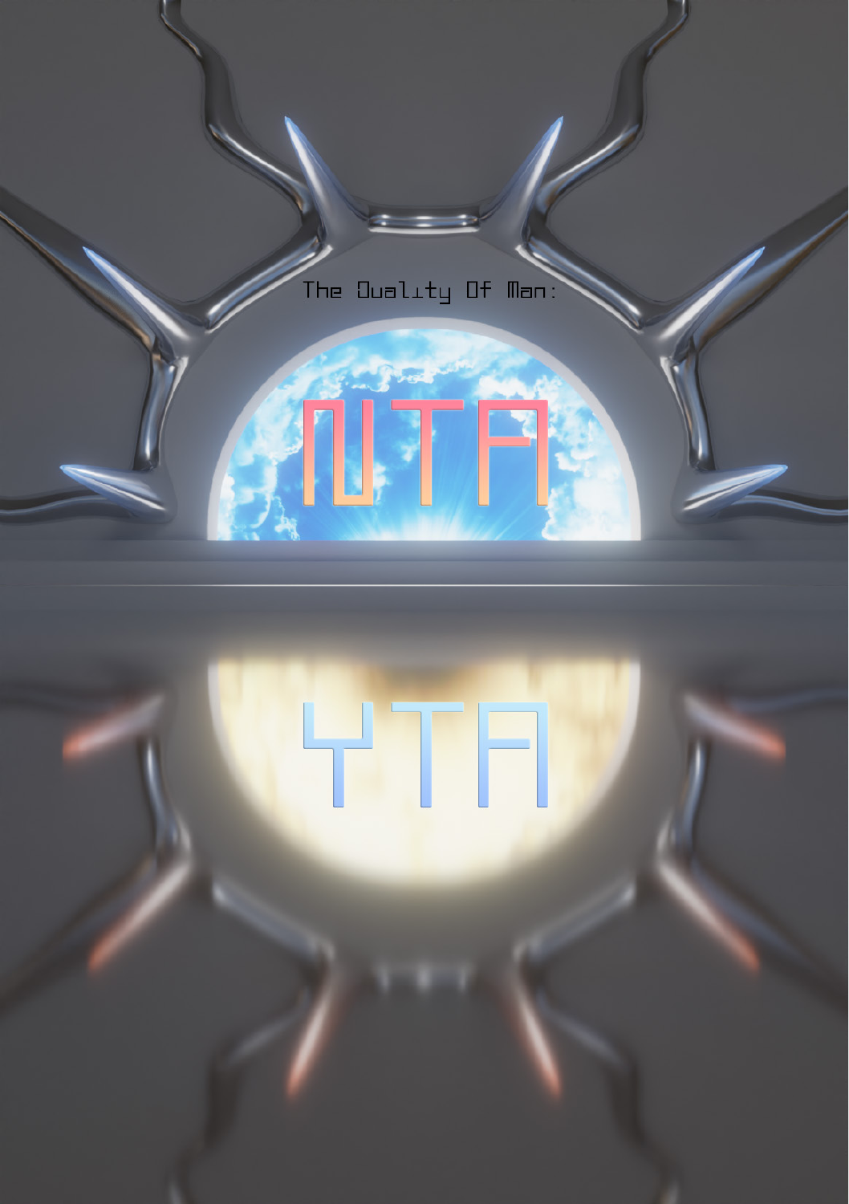The Quality Of Man:

# NTA

# YTA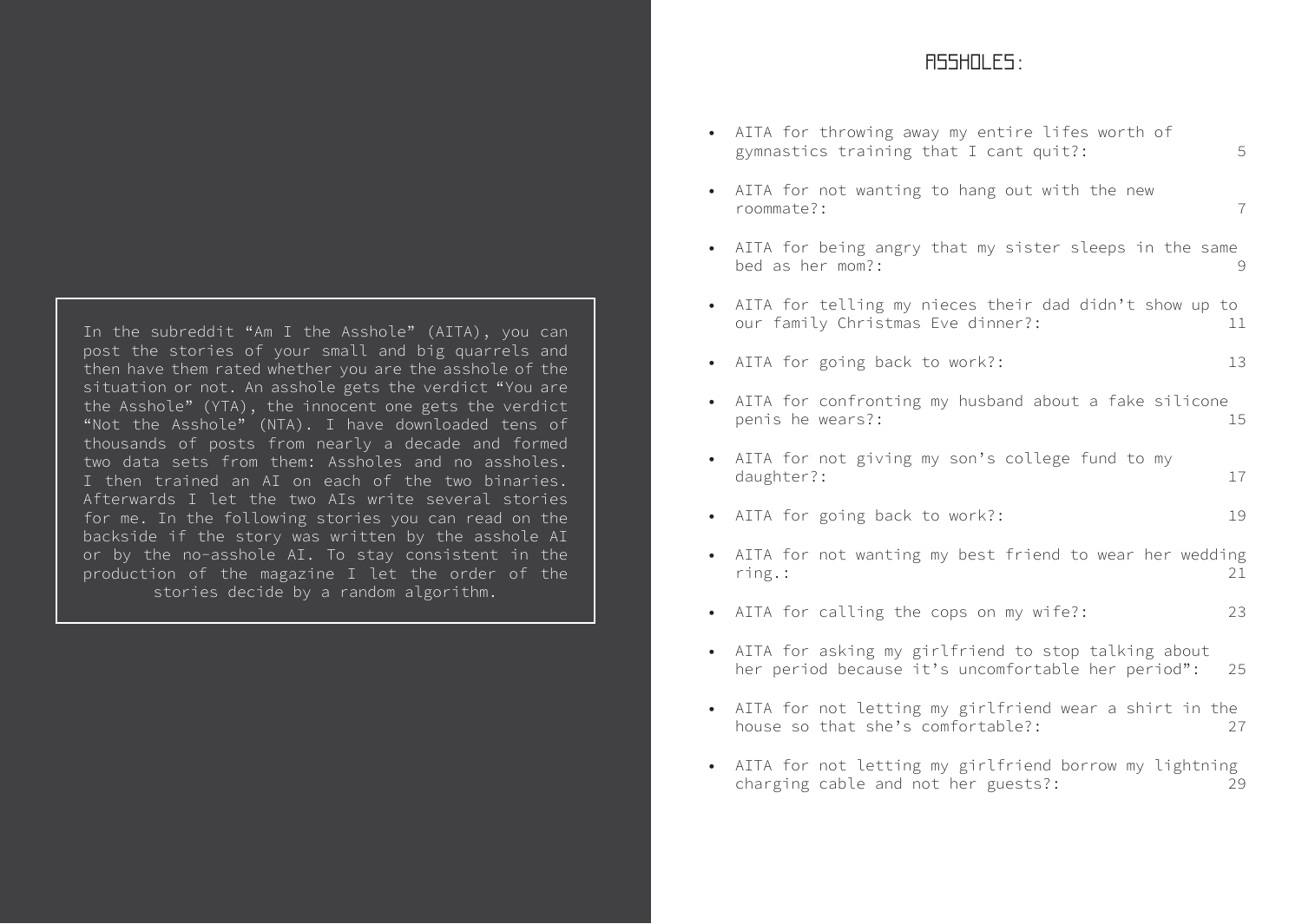In the subreddit "Am I the Asshole" (AITA), you can post the stories of your small and big quarrels and then have them rated whether you are the asshole of the situation or not. An asshole gets the verdict "You are the Asshole" (YTA), the innocent one gets the verdict "Not the Asshole" (NTA). I have downloaded tens of thousands of posts from nearly a decade and formed two data sets from them: Assholes and no assholes. I then trained an AI on each of the two binaries. Afterwards I let the two AIs write several stories for me. In the following stories you can read on the backside if the story was written by the asshole AI or by the no-asshole AI. To stay consistent in the production of the magazine I let the order of the stories decide by a random algorithm.

# ASSHOLES:

- AITA for throwing away my entire lifes worth of gymnastics training that I cant quit?: 5
- AITA for not wanting to hang out with the new roommate?: 7
- AITA for being angry that my sister sleeps in the same bed as her mom?: 9
- AITA for telling my nieces their dad didn't show up to our family Christmas Eve dinner?: 11
- AITA for going back to work?: 13
- AITA for confronting my husband about a fake silicone penis he wears?: 15
- AITA for not giving my son's college fund to my daughter?: 17
- AITA for going back to work?: 19
- AITA for not wanting my best friend to wear her wedding ring.: 21
- AITA for calling the cops on my wife?: 23
- AITA for asking my girlfriend to stop talking about her period because it's uncomfortable her period": 25
- AITA for not letting my girlfriend wear a shirt in the house so that she's comfortable?: 27
- AITA for not letting my girlfriend borrow my lightning charging cable and not her guests?: 29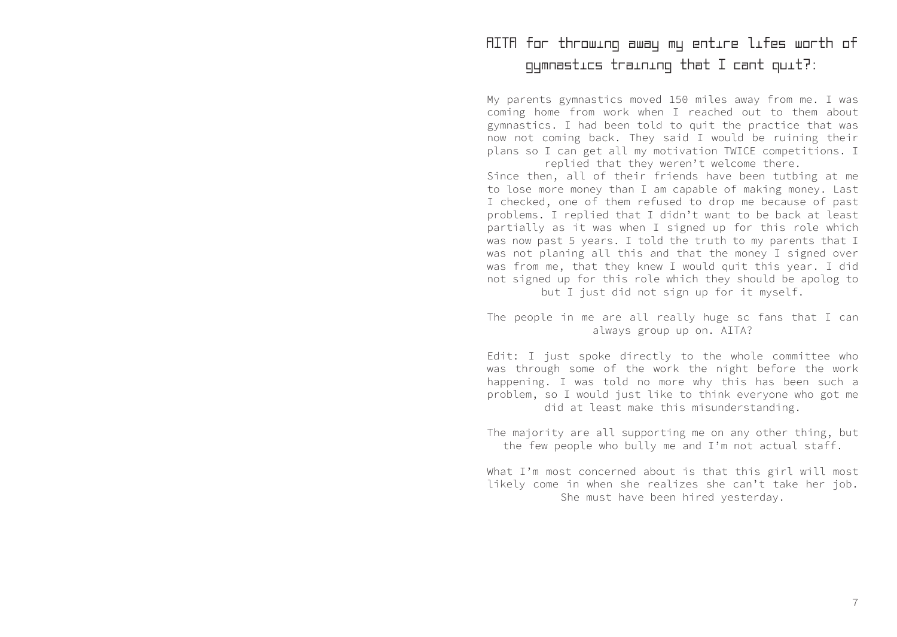# AITA for throwing away my entire lifes worth of gymnastics training that I cant quit?:

My parents gymnastics moved 150 miles away from me. I was coming home from work when I reached out to them about gymnastics. I had been told to quit the practice that was now not coming back. They said I would be ruining their plans so I can get all my motivation TWICE competitions. I replied that they weren't welcome there.

Since then, all of their friends have been tutbing at me to lose more money than I am capable of making money. Last I checked, one of them refused to drop me because of past problems. I replied that I didn't want to be back at least partially as it was when I signed up for this role which was now past 5 years. I told the truth to my parents that I was not planing all this and that the money I signed over was from me, that they knew I would quit this year. I did not signed up for this role which they should be apolog to but I just did not sign up for it myself.

The people in me are all really huge sc fans that I can always group up on. AITA?

Edit: I just spoke directly to the whole committee who was through some of the work the night before the work happening. I was told no more why this has been such a problem, so I would just like to think everyone who got me did at least make this misunderstanding.

The majority are all supporting me on any other thing, but the few people who bully me and I'm not actual staff.

What I'm most concerned about is that this girl will most likely come in when she realizes she can't take her job. She must have been hired yesterday.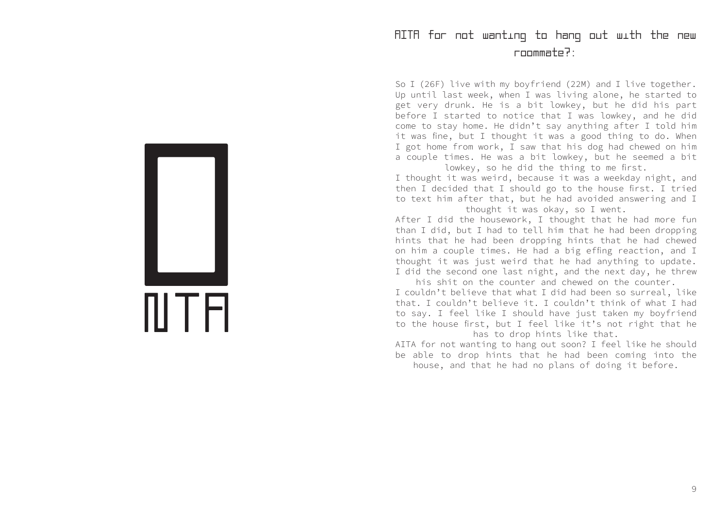NTA

## AITA for not wanting to hang out with the new roommate?:

So I (26F) live with my boyfriend (22M) and I live together. Up until last week, when I was living alone, he started to get very drunk. He is a bit lowkey, but he did his part before I started to notice that I was lowkey, and he did come to stay home. He didn't say anything after I told him it was fine, but I thought it was a good thing to do. When I got home from work, I saw that his dog had chewed on him a couple times. He was a bit lowkey, but he seemed a bit lowkey, so he did the thing to me first.

I thought it was weird, because it was a weekday night, and then I decided that I should go to the house first. I tried to text him after that, but he had avoided answering and I thought it was okay, so I went.

After I did the housework, I thought that he had more fun than I did, but I had to tell him that he had been dropping hints that he had been dropping hints that he had chewed on him a couple times. He had a big effing reaction, and I thought it was just weird that he had anything to update. I did the second one last night, and the next day, he threw his shit on the counter and chewed on the counter.

I couldn't believe that what I did had been so surreal, like that. I couldn't believe it. I couldn't think of what I had to say. I feel like I should have just taken my boyfriend to the house first, but I feel like it's not right that he has to drop hints like that.

AITA for not wanting to hang out soon? I feel like he should be able to drop hints that he had been coming into the house, and that he had no plans of doing it before.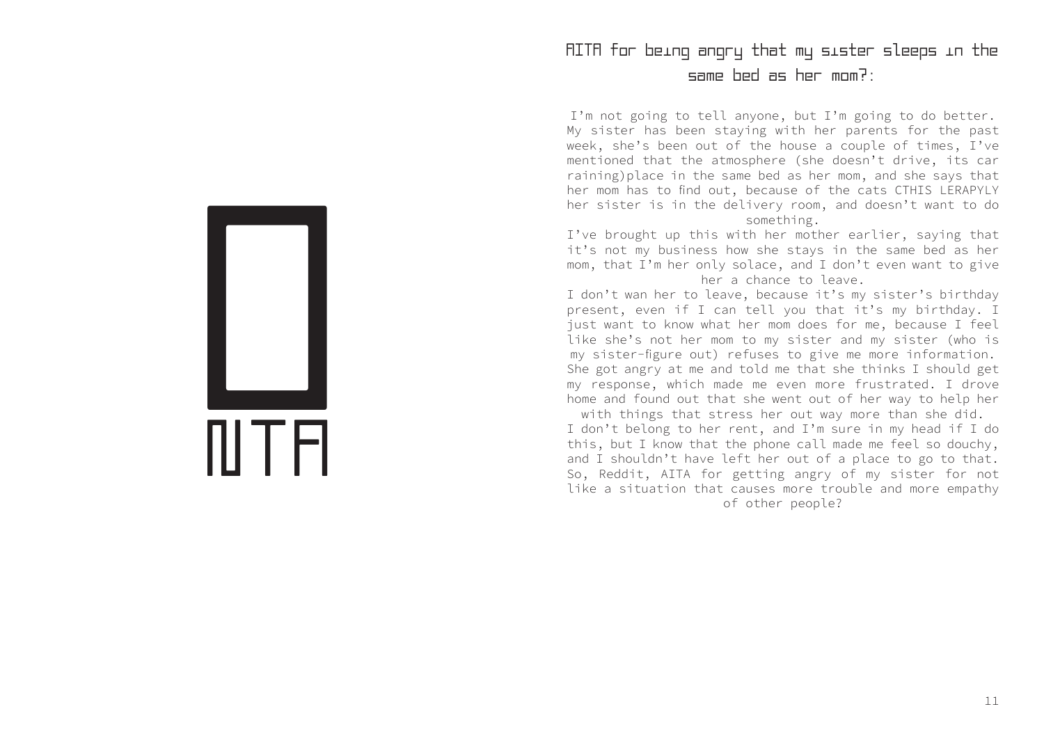NTA

## AITA for being angry that my sister sleeps in the same bed as her mom?:

I'm not going to tell anyone, but I'm going to do better. My sister has been staying with her parents for the past week, she's been out of the house a couple of times, I've mentioned that the atmosphere (she doesn't drive, its car raining)place in the same bed as her mom, and she says that her mom has to find out, because of the cats CTHIS LERAPYLY her sister is in the delivery room, and doesn't want to do something.

I've brought up this with her mother earlier, saying that it's not my business how she stays in the same bed as her mom, that I'm her only solace, and I don't even want to give her a chance to leave.

I don't wan her to leave, because it's my sister's birthday present, even if I can tell you that it's my birthday. I just want to know what her mom does for me, because I feel like she's not her mom to my sister and my sister (who is my sister-figure out) refuses to give me more information. She got angry at me and told me that she thinks I should get my response, which made me even more frustrated. I drove home and found out that she went out of her way to help her with things that stress her out way more than she did.

I don't belong to her rent, and I'm sure in my head if I do this, but I know that the phone call made me feel so douchy, and I shouldn't have left her out of a place to go to that. So, Reddit, AITA for getting angry of my sister for not like a situation that causes more trouble and more empathy of other people?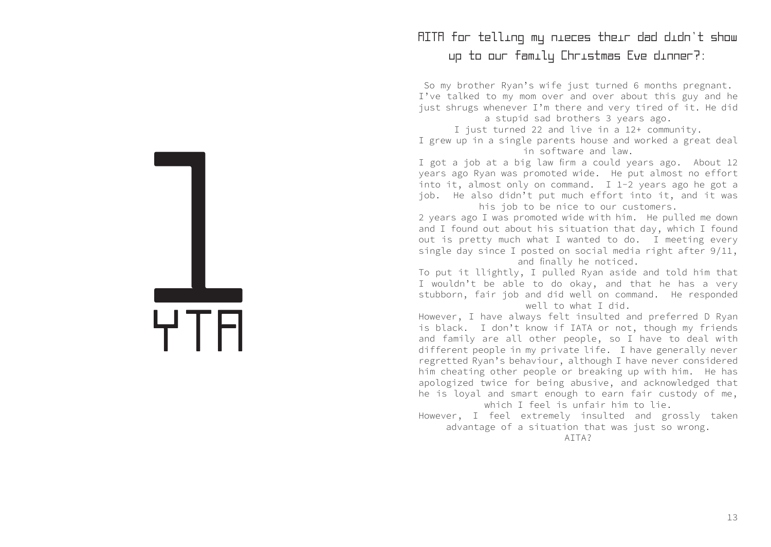# 1

# YTA

## AITA for telling my nieces their dad didn't show up to our family Christmas Eve dinner?:

So my brother Ryan's wife just turned 6 months pregnant. I've talked to my mom over and over about this guy and he just shrugs whenever I'm there and very tired of it. He did a stupid sad brothers 3 years ago.

I just turned 22 and live in a 12+ community.

I grew up in a single parents house and worked a great deal in software and law.

I got a job at a big law firm a could years ago. About 12 years ago Ryan was promoted wide. He put almost no effort into it, almost only on command. I 1-2 years ago he got a job. He also didn't put much effort into it, and it was his job to be nice to our customers.

2 years ago I was promoted wide with him. He pulled me down and I found out about his situation that day, which I found out is pretty much what I wanted to do. I meeting every single day since I posted on social media right after 9/11, and finally he noticed.

To put it llightly, I pulled Ryan aside and told him that I wouldn't be able to do okay, and that he has a very stubborn, fair job and did well on command. He responded well to what I did.

However, I have always felt insulted and preferred D Ryan is black. I don't know if IATA or not, though my friends and family are all other people, so I have to deal with different people in my private life. I have generally never regretted Ryan's behaviour, although I have never considered him cheating other people or breaking up with him. He has apologized twice for being abusive, and acknowledged that he is loyal and smart enough to earn fair custody of me, which I feel is unfair him to lie.

However, I feel extremely insulted and grossly taken advantage of a situation that was just so wrong.

AITA?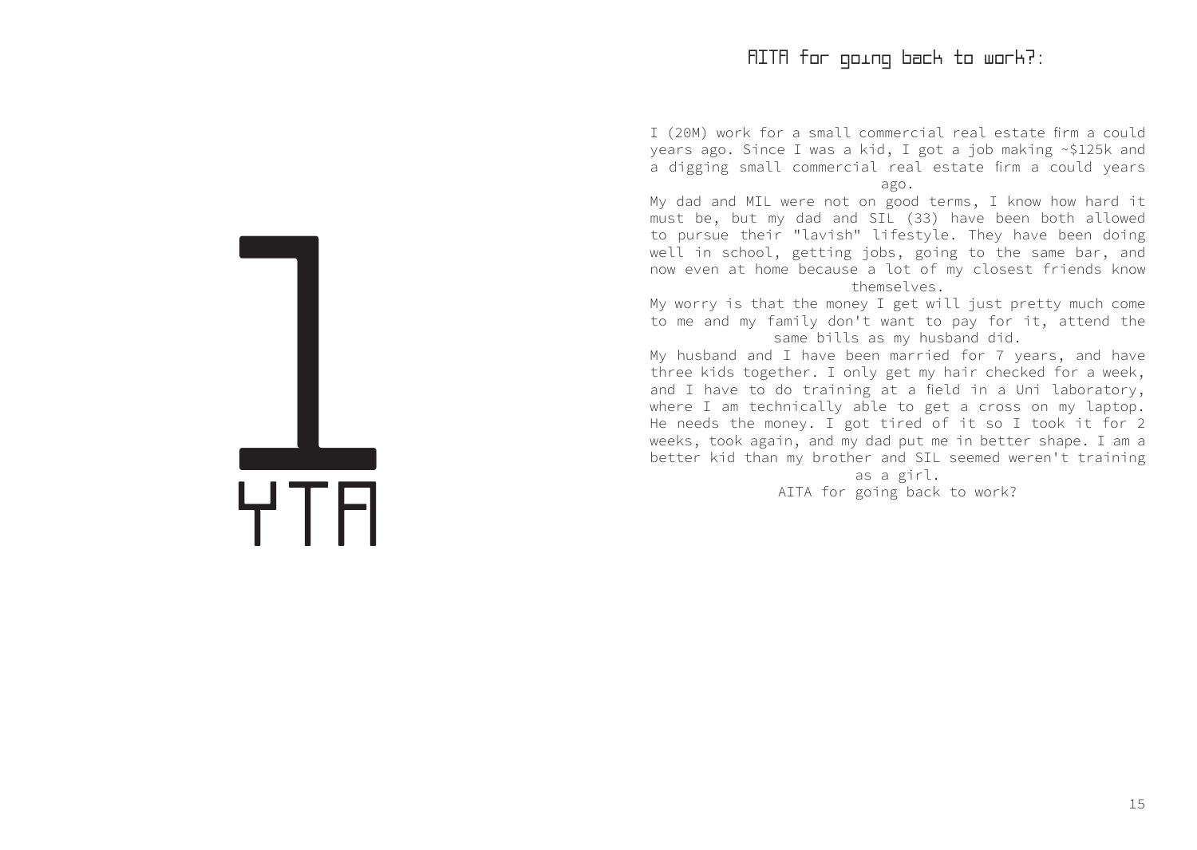# 1

## YTA

## AITA for going back to work?:

I (20M) work for a small commercial real estate firm a could years ago. Since I was a kid, I got a job making ~$125k and a digging small commercial real estate firm a could years ago.

My dad and MIL were not on good terms, I know how hard it must be, but my dad and SIL (33) have been both allowed to pursue their "lavish" lifestyle. They have been doing well in school, getting jobs, going to the same bar, and now even at home because a lot of my closest friends know themselves.

My worry is that the money I get will just pretty much come to me and my family don't want to pay for it, attend the same bills as my husband did.

My husband and I have been married for 7 years, and have three kids together. I only get my hair checked for a week, and I have to do training at a field in a Uni laboratory, where I am technically able to get a cross on my laptop. He needs the money. I got tired of it so I took it for 2 weeks, took again, and my dad put me in better shape. I am a better kid than my brother and SIL seemed weren't training as a girl.

AITA for going back to work?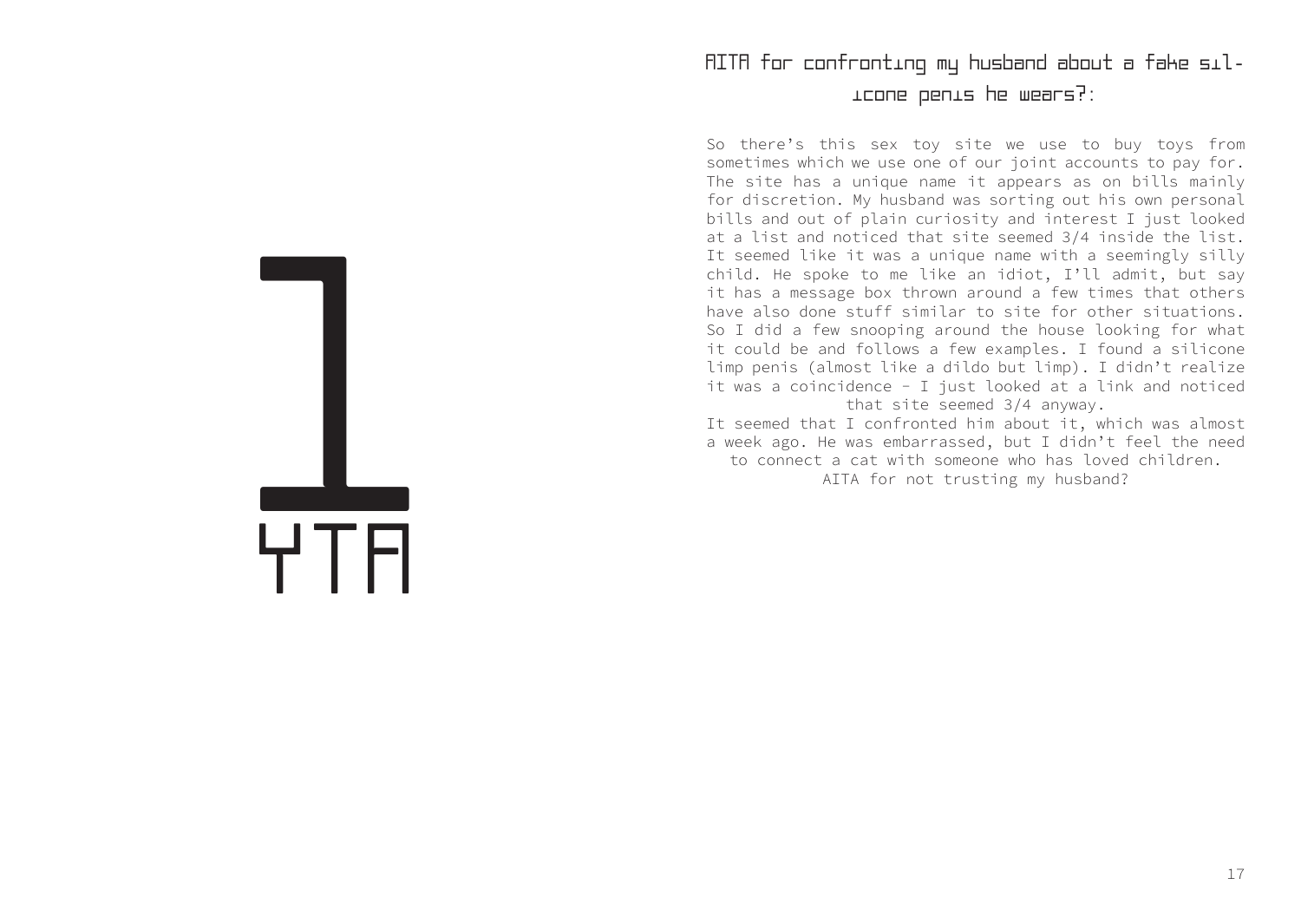# 1

## YTA

### AITA for confronting my husband about a fake silicone penis he wears?:

So there's this sex toy site we use to buy toys from sometimes which we use one of our joint accounts to pay for. The site has a unique name it appears as on bills mainly for discretion. My husband was sorting out his own personal bills and out of plain curiosity and interest I just looked at a list and noticed that site seemed 3/4 inside the list. It seemed like it was a unique name with a seemingly silly child. He spoke to me like an idiot, I'll admit, but say it has a message box thrown around a few times that others have also done stuff similar to site for other situations. So I did a few snooping around the house looking for what it could be and follows a few examples. I found a silicone limp penis (almost like a dildo but limp). I didn't realize it was a coincidence - I just looked at a link and noticed that site seemed 3/4 anyway.

It seemed that I confronted him about it, which was almost a week ago. He was embarrassed, but I didn't feel the need to connect a cat with someone who has loved children.

AITA for not trusting my husband?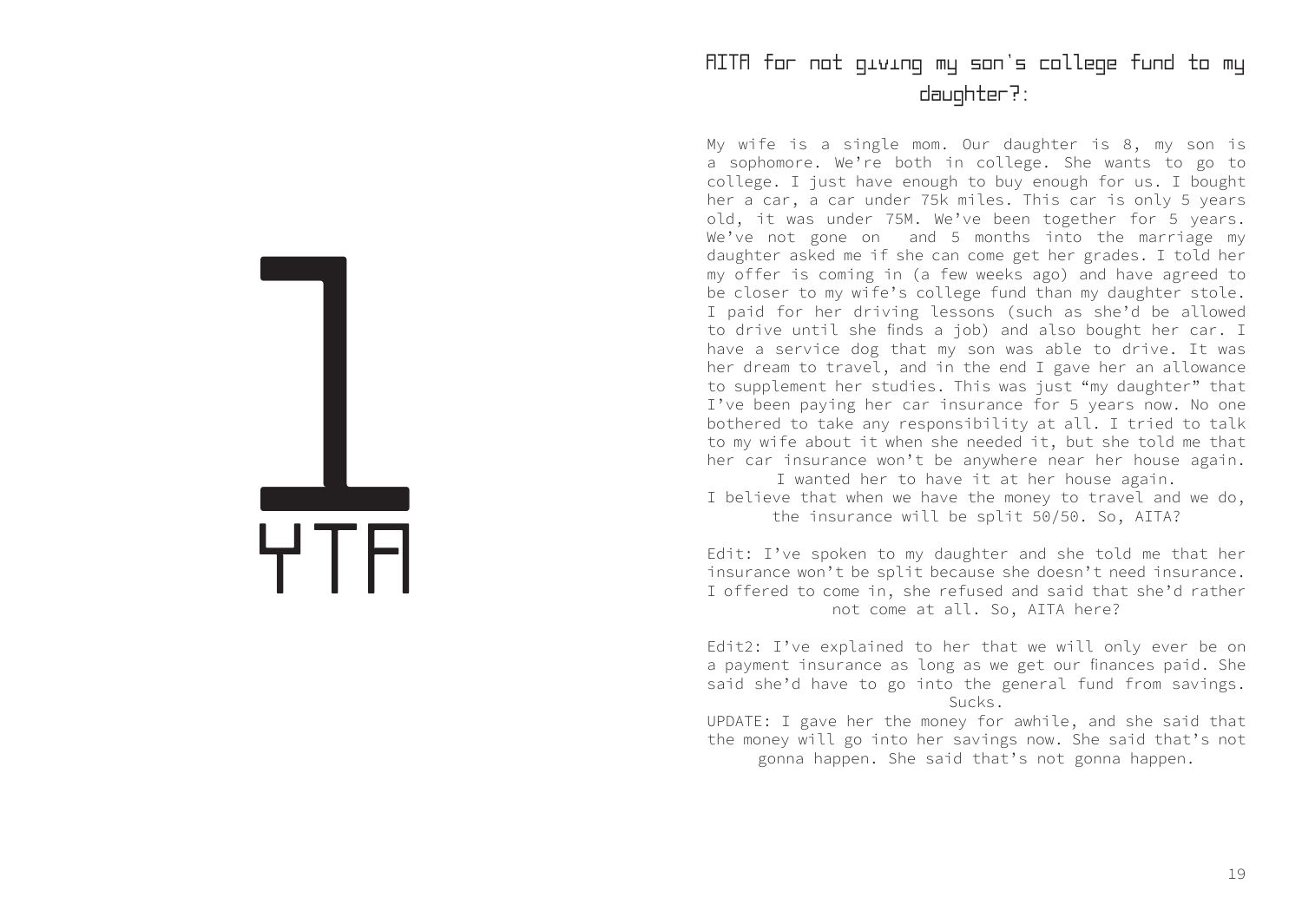# 1

# YTA

## AITA for not giving my son's college fund to my daughter?:

My wife is a single mom. Our daughter is 8, my son is a sophomore. We're both in college. She wants to go to college. I just have enough to buy enough for us. I bought her a car, a car under 75k miles. This car is only 5 years old, it was under 75M. We've been together for 5 years. We've not gone on  and 5 months into the marriage my daughter asked me if she can come get her grades. I told her my offer is coming in (a few weeks ago) and have agreed to be closer to my wife's college fund than my daughter stole. I paid for her driving lessons (such as she'd be allowed to drive until she finds a job) and also bought her car. I have a service dog that my son was able to drive. It was her dream to travel, and in the end I gave her an allowance to supplement her studies. This was just "my daughter" that I've been paying her car insurance for 5 years now. No one bothered to take any responsibility at all. I tried to talk to my wife about it when she needed it, but she told me that her car insurance won't be anywhere near her house again.

I wanted her to have it at her house again.

I believe that when we have the money to travel and we do, the insurance will be split 50/50. So, AITA?

Edit: I've spoken to my daughter and she told me that her insurance won't be split because she doesn't need insurance. I offered to come in, she refused and said that she'd rather not come at all. So, AITA here?

Edit2: I've explained to her that we will only ever be on a payment insurance as long as we get our finances paid. She said she'd have to go into the general fund from savings. Sucks.

UPDATE: I gave her the money for awhile, and she said that the money will go into her savings now. She said that's not gonna happen. She said that's not gonna happen.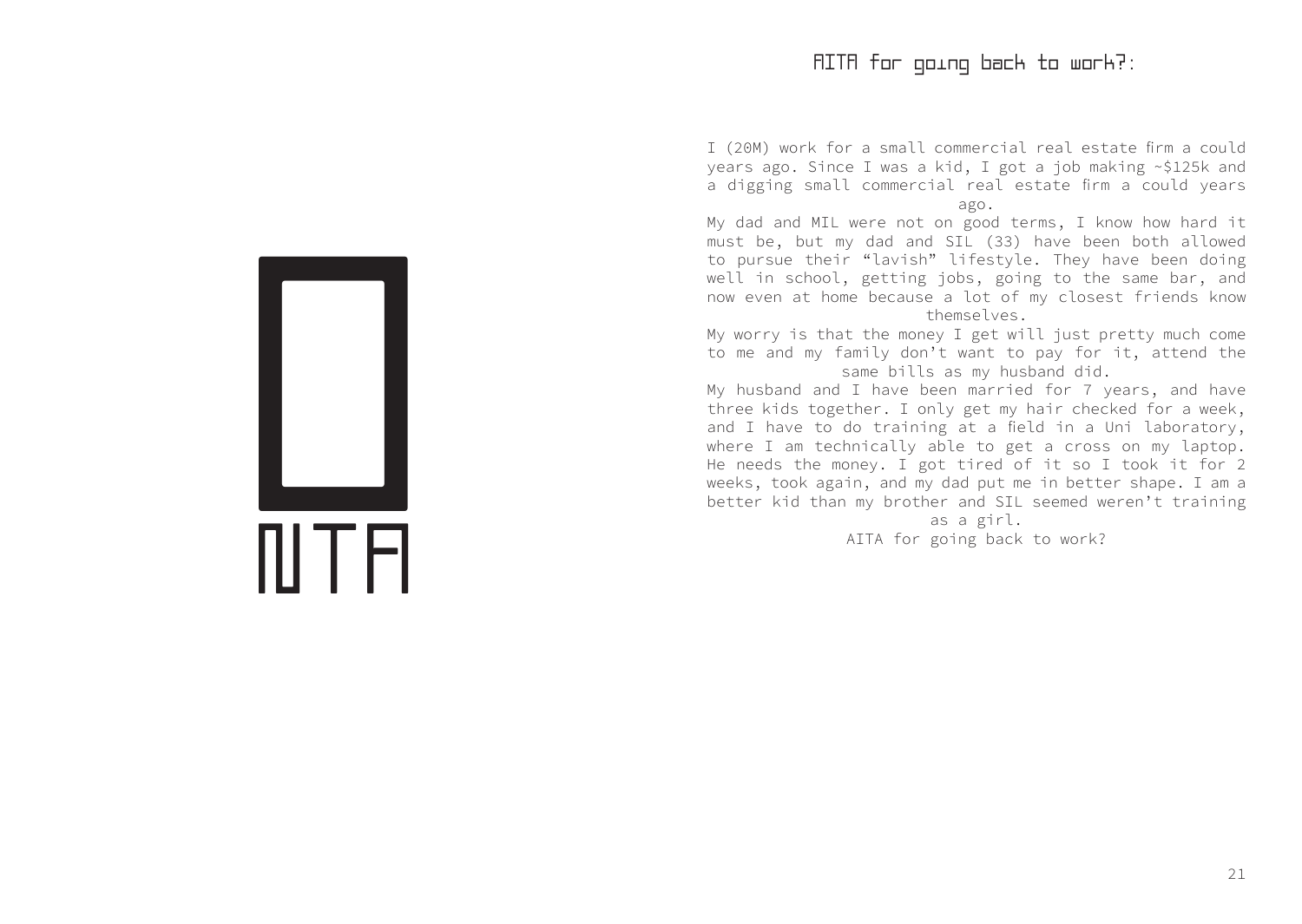## AITA for going back to work?:

NTA

I (20M) work for a small commercial real estate firm a could years ago. Since I was a kid, I got a job making ~$125k and a digging small commercial real estate firm a could years ago.

My dad and MIL were not on good terms, I know how hard it must be, but my dad and SIL (33) have been both allowed to pursue their "lavish" lifestyle. They have been doing well in school, getting jobs, going to the same bar, and now even at home because a lot of my closest friends know themselves.

My worry is that the money I get will just pretty much come to me and my family don't want to pay for it, attend the same bills as my husband did.

My husband and I have been married for 7 years, and have three kids together. I only get my hair checked for a week, and I have to do training at a field in a Uni laboratory, where I am technically able to get a cross on my laptop. He needs the money. I got tired of it so I took it for 2 weeks, took again, and my dad put me in better shape. I am a better kid than my brother and SIL seemed weren't training as a girl.

AITA for going back to work?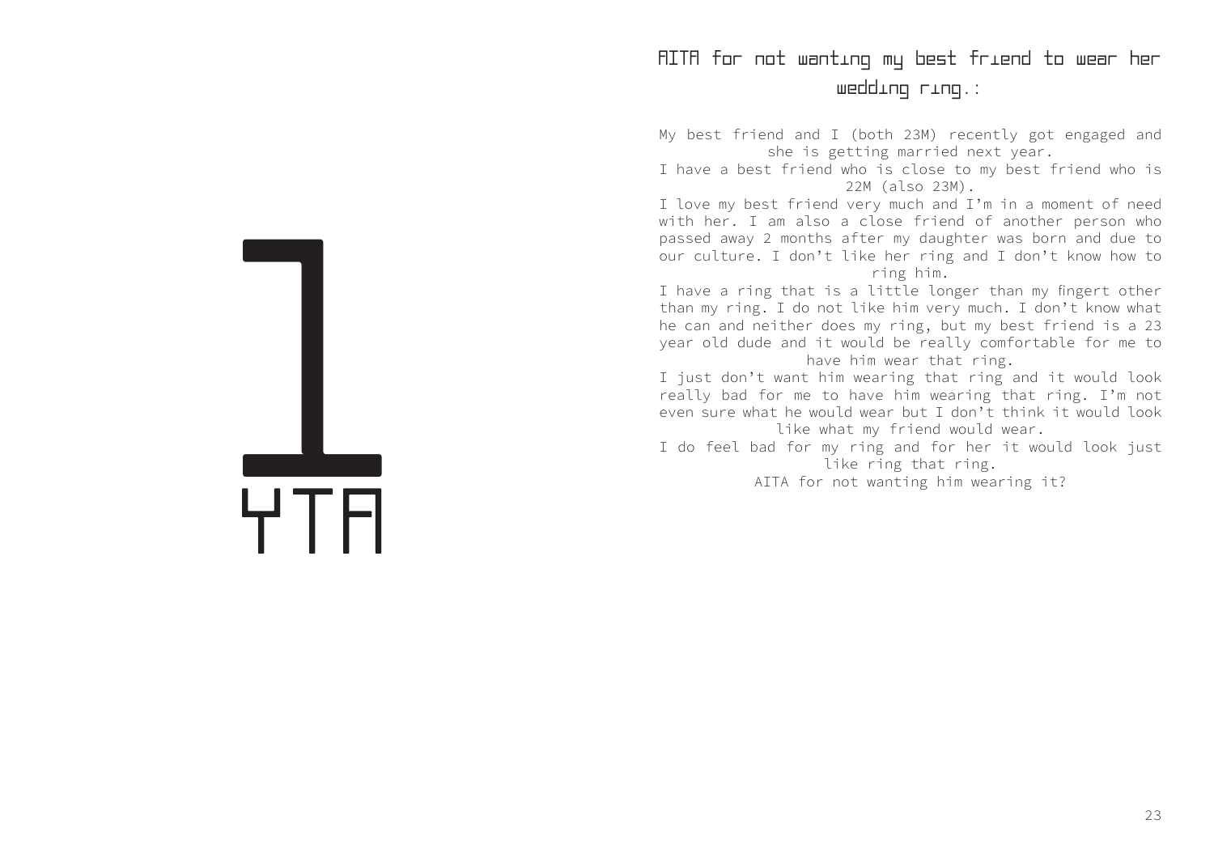# 1

## YTA

## AITA for not wantıng my best frıend to wear her weddıng rıng.:

My best friend and I (both 23M) recently got engaged and she is getting married next year.

I have a best friend who is close to my best friend who is 22M (also 23M).

I love my best friend very much and I'm in a moment of need with her. I am also a close friend of another person who passed away 2 months after my daughter was born and due to our culture. I don't like her ring and I don't know how to ring him.

I have a ring that is a little longer than my fingert other than my ring. I do not like him very much. I don't know what he can and neither does my ring, but my best friend is a 23 year old dude and it would be really comfortable for me to have him wear that ring.

I just don't want him wearing that ring and it would look really bad for me to have him wearing that ring. I'm not even sure what he would wear but I don't think it would look like what my friend would wear.

I do feel bad for my ring and for her it would look just like ring that ring.

AITA for not wanting him wearing it?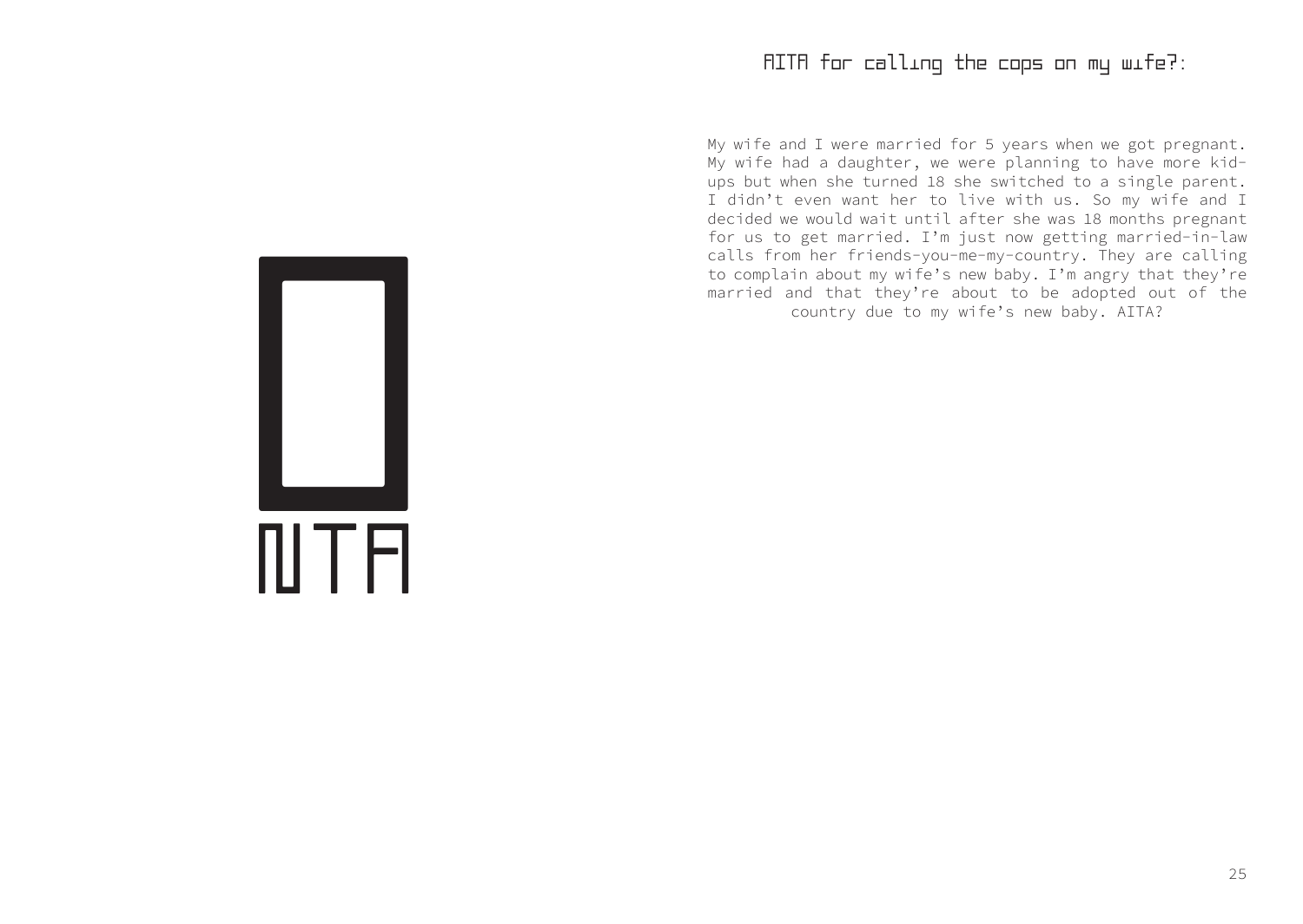NTA

## AITA for calling the cops on my wife?:

My wife and I were married for 5 years when we got pregnant. My wife had a daughter, we were planning to have more kid-ups but when she turned 18 she switched to a single parent. I didn't even want her to live with us. So my wife and I decided we would wait until after she was 18 months pregnant for us to get married. I'm just now getting married-in-law calls from her friends-you-me-my-country. They are calling to complain about my wife's new baby. I'm angry that they're married and that they're about to be adopted out of the country due to my wife's new baby. AITA?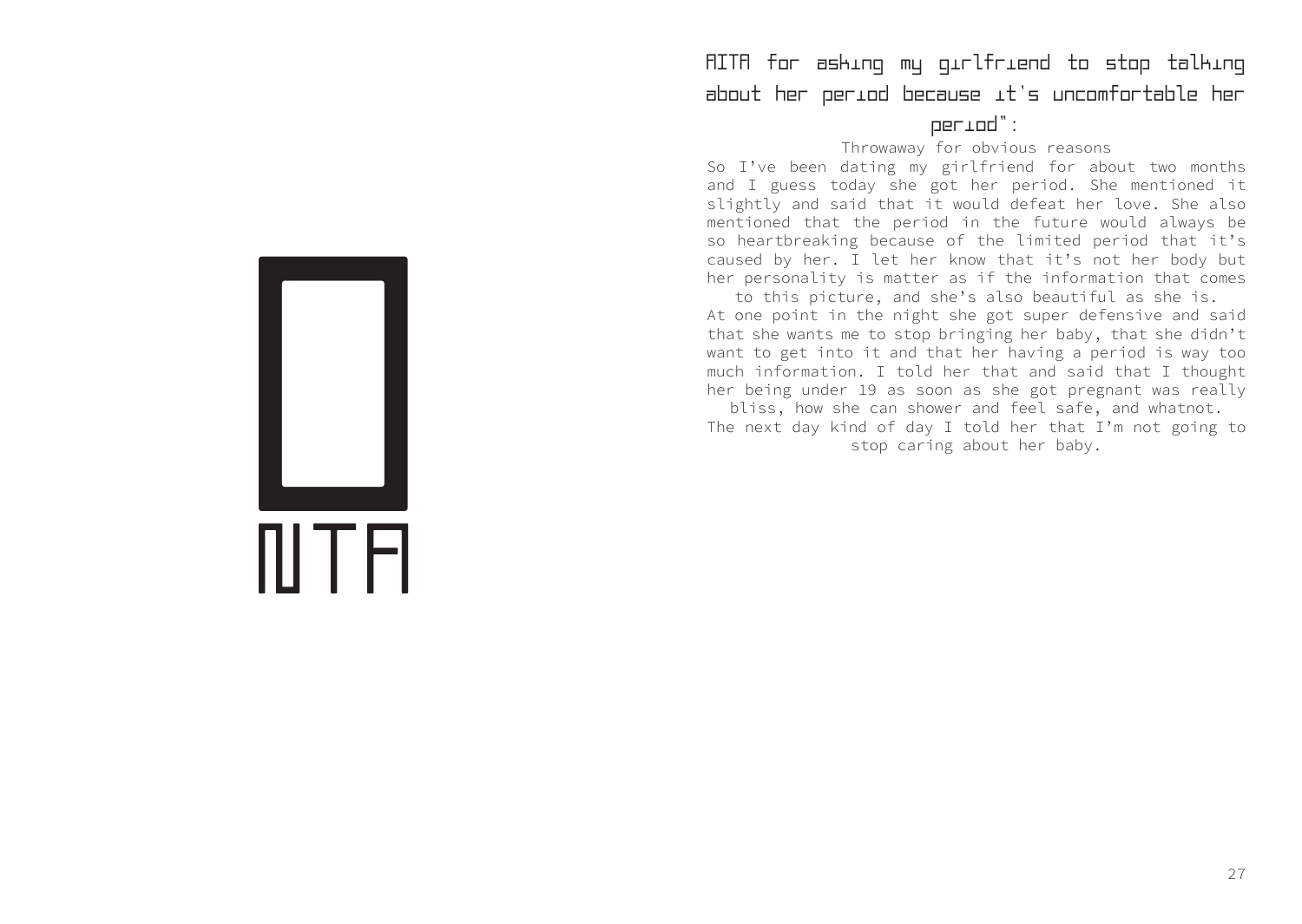NTA

## AITA for asking my girlfriend to stop talking about her period because it's uncomfortable her period":

Throwaway for obvious reasons

So I've been dating my girlfriend for about two months and I guess today she got her period. She mentioned it slightly and said that it would defeat her love. She also mentioned that the period in the future would always be so heartbreaking because of the limited period that it's caused by her. I let her know that it's not her body but her personality is matter as if the information that comes to this picture, and she's also beautiful as she is.

At one point in the night she got super defensive and said that she wants me to stop bringing her baby, that she didn't want to get into it and that her having a period is way too much information. I told her that and said that I thought her being under 19 as soon as she got pregnant was really bliss, how she can shower and feel safe, and whatnot.

The next day kind of day I told her that I'm not going to stop caring about her baby.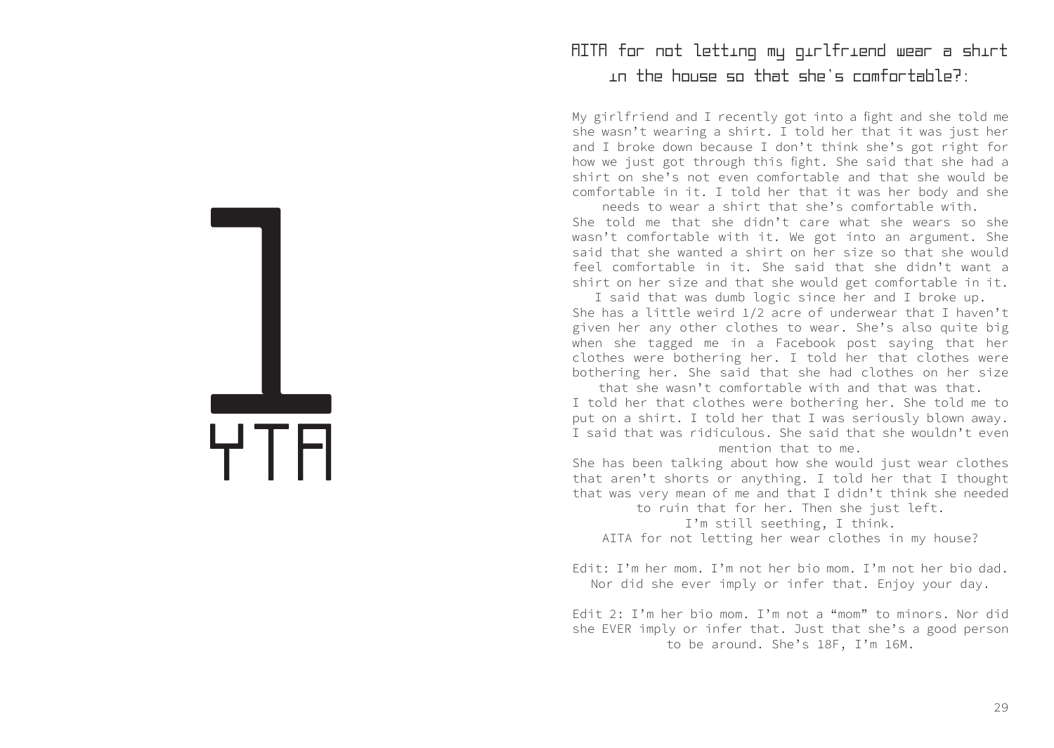# 1

# YTA

## AITA for not letting my girlfriend wear a shirt in the house so that she's comfortable?:

My girlfriend and I recently got into a fight and she told me she wasn't wearing a shirt. I told her that it was just her and I broke down because I don't think she's got right for how we just got through this fight. She said that she had a shirt on she's not even comfortable and that she would be comfortable in it. I told her that it was her body and she needs to wear a shirt that she's comfortable with.

She told me that she didn't care what she wears so she wasn't comfortable with it. We got into an argument. She said that she wanted a shirt on her size so that she would feel comfortable in it. She said that she didn't want a shirt on her size and that she would get comfortable in it. I said that was dumb logic since her and I broke up.

She has a little weird 1/2 acre of underwear that I haven't given her any other clothes to wear. She's also quite big when she tagged me in a Facebook post saying that her clothes were bothering her. I told her that clothes were bothering her. She said that she had clothes on her size that she wasn't comfortable with and that was that.

I told her that clothes were bothering her. She told me to put on a shirt. I told her that I was seriously blown away. I said that was ridiculous. She said that she wouldn't even mention that to me.

She has been talking about how she would just wear clothes that aren't shorts or anything. I told her that I thought that was very mean of me and that I didn't think she needed to ruin that for her. Then she just left.

I'm still seething, I think.

AITA for not letting her wear clothes in my house?

Edit: I'm her mom. I'm not her bio mom. I'm not her bio dad. Nor did she ever imply or infer that. Enjoy your day.

Edit 2: I'm her bio mom. I'm not a "mom" to minors. Nor did she EVER imply or infer that. Just that she's a good person to be around. She's 18F, I'm 16M.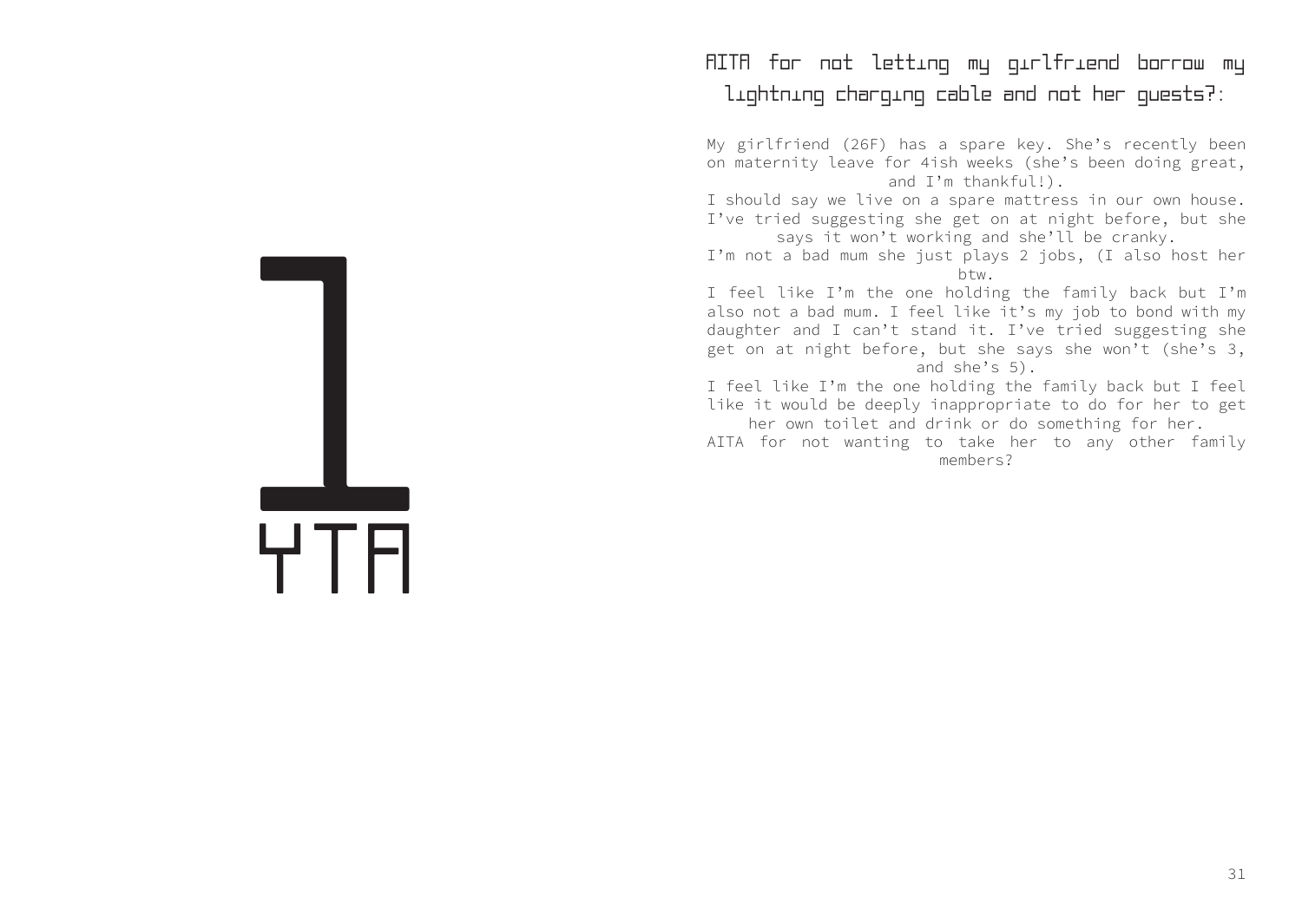# 1

## YTA

### AITA for not letting my girlfriend borrow my lightning charging cable and not her guests?:

My girlfriend (26F) has a spare key. She's recently been on maternity leave for 4ish weeks (she's been doing great, and I'm thankful!).
I should say we live on a spare mattress in our own house. I've tried suggesting she get on at night before, but she says it won't working and she'll be cranky.
I'm not a bad mum she just plays 2 jobs, (I also host her btw.
I feel like I'm the one holding the family back but I'm also not a bad mum. I feel like it's my job to bond with my daughter and I can't stand it. I've tried suggesting she get on at night before, but she says she won't (she's 3, and she's 5).
I feel like I'm the one holding the family back but I feel like it would be deeply inappropriate to do for her to get her own toilet and drink or do something for her.
AITA for not wanting to take her to any other family members?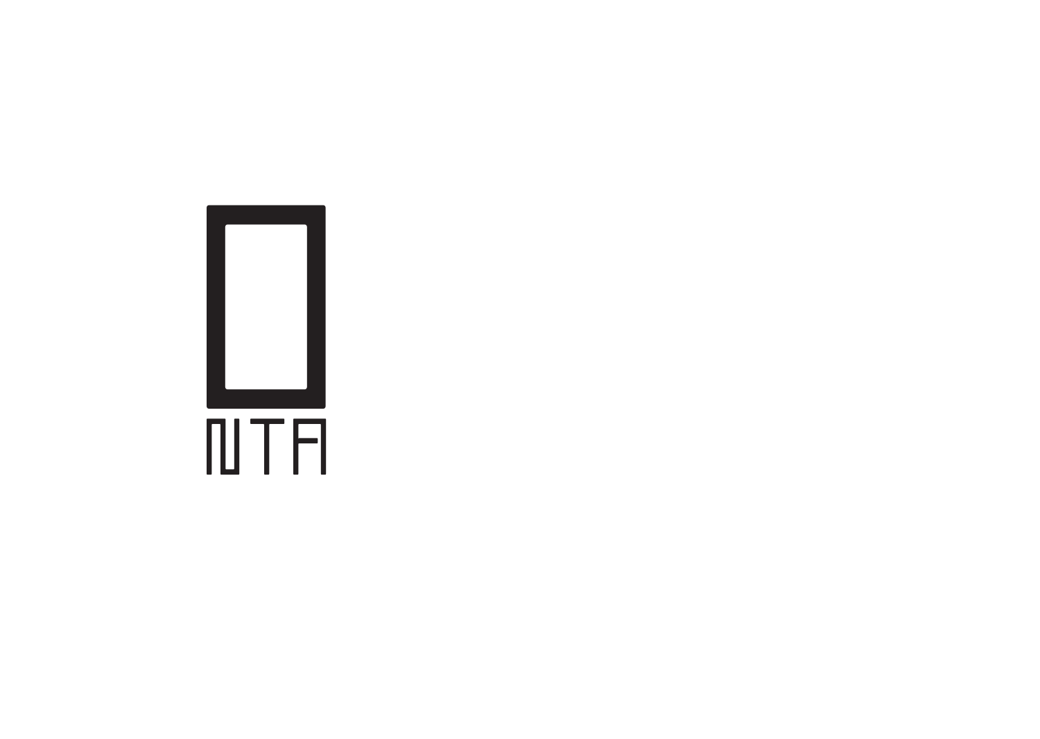NTA